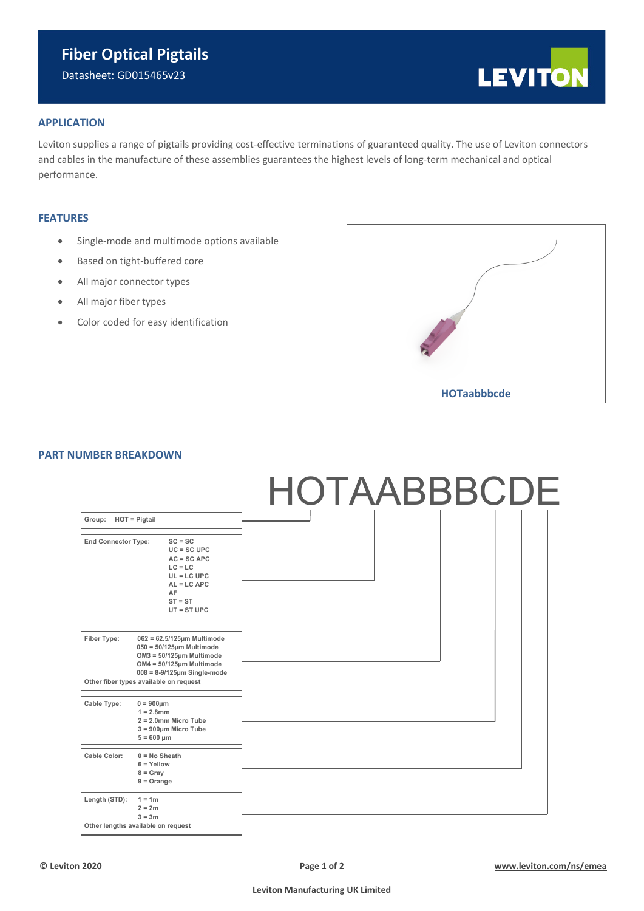# Fiber Optical Pigtails

Datasheet: GD015465v23

LEVITON

## APPLICATION

Leviton supplies a range of pigtails providing cost-effective terminations of guaranteed quality. The use of Leviton connectors and cables in the manufacture of these assemblies guarantees the highest levels of long-term mechanical and optical performance.

## FEATURES

- Single-mode and multimode options available
- Based on tight-buffered core
- All major connector types
- All major fiber types
- Color coded for easy identification

**HOTaabbbcde**

## PART NUMBER BREAKDOWN

HOTAABBBCDE

**Group:** HOT = Pigtail

**End Connector Type:**
- SC = SC
- UC = SC UPC
- AC = SC APC
- LC = LC
- UL = LC UPC
- AL = LC APC
- AF
- ST = ST
- UT = ST UPC

**Fiber Type:**
- 062 = 62.5/125µm Multimode
- 050 = 50/125µm Multimode
- OM3 = 50/125µm Multimode
- OM4 = 50/125µm Multimode
- 008 = 8-9/125µm Single-mode

Other fiber types available on request

**Cable Type:**
- 0 = 900µm
- 1 = 2.8mm
- 2 = 2.0mm Micro Tube
- 3 = 900µm Micro Tube
- 5 = 600 µm

**Cable Color:**
- 0 = No Sheath
- 6 = Yellow
- 8 = Gray
- 9 = Orange

**Length (STD):**
- 1 = 1m
- 2 = 2m
- 3 = 3m

Other lengths available on request

© Leviton 2020

www.leviton.com/ns/emea

Leviton Manufacturing UK Limited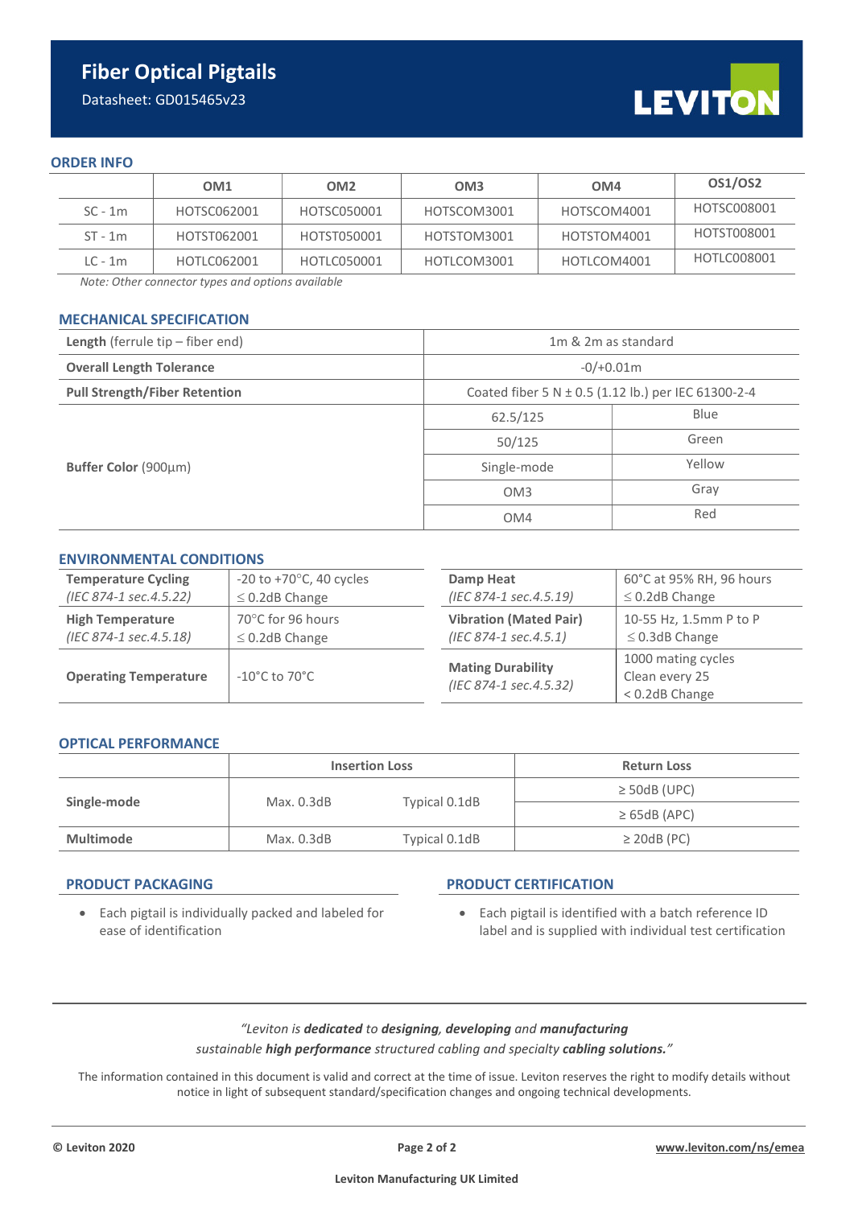# Fiber Optical Pigtails

Datasheet: GD015465v23

## ORDER INFO

| | OM1 | OM2 | OM3 | OM4 | OS1/OS2 |
|---|---|---|---|---|---|
| SC - 1m | HOTSC062001 | HOTSC050001 | HOTSCOM3001 | HOTSCOM4001 | HOTSC008001 |
| ST - 1m | HOTST062001 | HOTST050001 | HOTSTOM3001 | HOTSTOM4001 | HOTST008001 |
| LC - 1m | HOTLC062001 | HOTLC050001 | HOTLCOM3001 | HOTLCOM4001 | HOTLC008001 |

*Note: Other connector types and options available*

## MECHANICAL SPECIFICATION

| | | |
|---|---|---|
| **Length** (ferrule tip – fiber end) | 1m & 2m as standard | |
| **Overall Length Tolerance** | -0/+0.01m | |
| **Pull Strength/Fiber Retention** | Coated fiber 5 N ± 0.5 (1.12 lb.) per IEC 61300-2-4 | |
| **Buffer Color** (900µm) | 62.5/125 | Blue |
| | 50/125 | Green |
| | Single-mode | Yellow |
| | OM3 | Gray |
| | OM4 | Red |

## ENVIRONMENTAL CONDITIONS

| | |
|---|---|
| **Temperature Cycling** *(IEC 874-1 sec.4.5.22)* | -20 to +70°C, 40 cycles ≤ 0.2dB Change |
| **High Temperature** *(IEC 874-1 sec.4.5.18)* | 70°C for 96 hours ≤ 0.2dB Change |
| **Operating Temperature** | -10°C to 70°C |

| | |
|---|---|
| **Damp Heat** *(IEC 874-1 sec.4.5.19)* | 60°C at 95% RH, 96 hours ≤ 0.2dB Change |
| **Vibration (Mated Pair)** *(IEC 874-1 sec.4.5.1)* | 10-55 Hz, 1.5mm P to P ≤ 0.3dB Change |
| **Mating Durability** *(IEC 874-1 sec.4.5.32)* | 1000 mating cycles Clean every 25 < 0.2dB Change |

## OPTICAL PERFORMANCE

| | Insertion Loss | | Return Loss |
|---|---|---|---|
| **Single-mode** | Max. 0.3dB | Typical 0.1dB | ≥ 50dB (UPC) |
| | | | ≥ 65dB (APC) |
| **Multimode** | Max. 0.3dB | Typical 0.1dB | ≥ 20dB (PC) |

## PRODUCT PACKAGING

- Each pigtail is individually packed and labeled for ease of identification

## PRODUCT CERTIFICATION

- Each pigtail is identified with a batch reference ID label and is supplied with individual test certification

*"Leviton is **dedicated** to **designing**, **developing** and **manufacturing** sustainable **high performance** structured cabling and specialty **cabling solutions.**"*

The information contained in this document is valid and correct at the time of issue. Leviton reserves the right to modify details without notice in light of subsequent standard/specification changes and ongoing technical developments.

**© Leviton 2020** | **www.leviton.com/ns/emea**

**Leviton Manufacturing UK Limited**